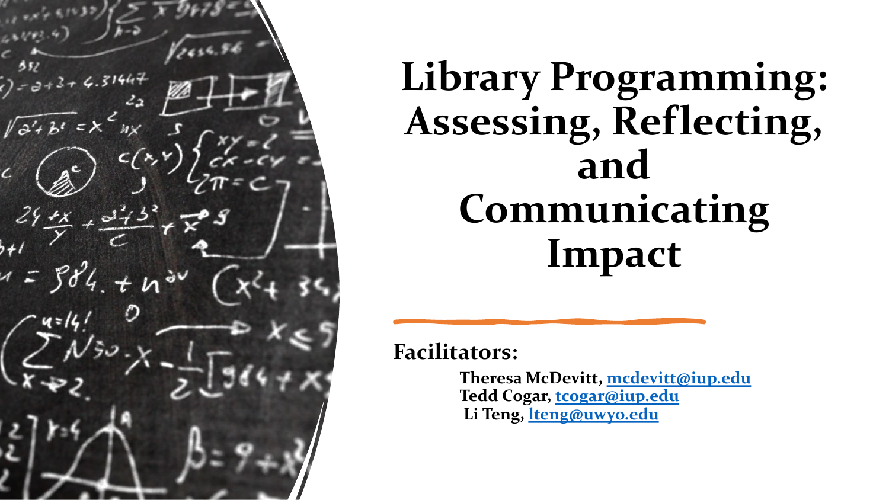# Library Programming: Assessing, Reflecting, and Communicating Impact

**Facilitators:**

**Theresa McDevitt, [mcdevitt@iup.edu](mailto:mcdevitt@iup.edu)**
**Tedd Cogar, [tcogar@iup.edu](mailto:tcogar@iup.edu)**
**Li Teng, [lteng@uwyo.edu](mailto:lteng@uwyo.edu)**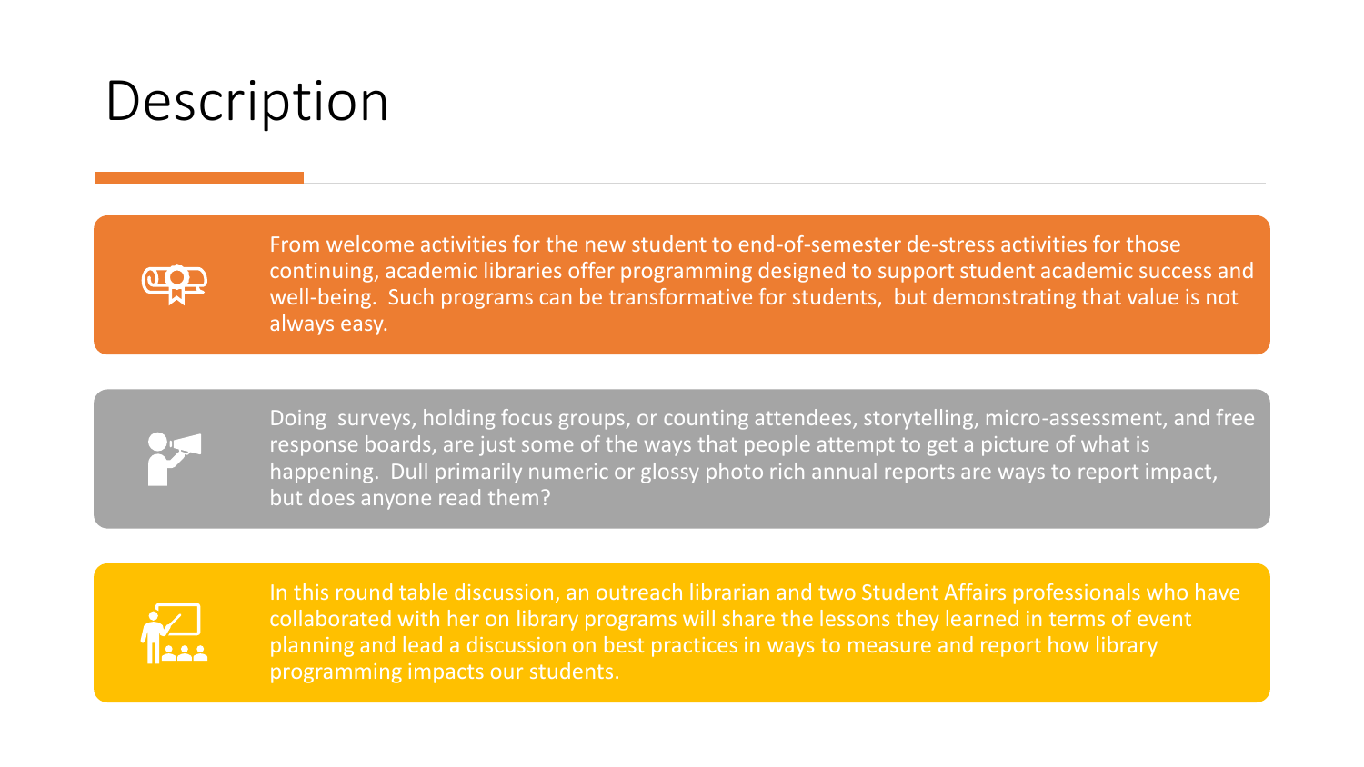# Description

From welcome activities for the new student to end-of-semester de-stress activities for those continuing, academic libraries offer programming designed to support student academic success and well-being. Such programs can be transformative for students, but demonstrating that value is not always easy.

Doing surveys, holding focus groups, or counting attendees, storytelling, micro-assessment, and free response boards, are just some of the ways that people attempt to get a picture of what is happening. Dull primarily numeric or glossy photo rich annual reports are ways to report impact, but does anyone read them?

In this round table discussion, an outreach librarian and two Student Affairs professionals who have collaborated with her on library programs will share the lessons they learned in terms of event planning and lead a discussion on best practices in ways to measure and report how library programming impacts our students.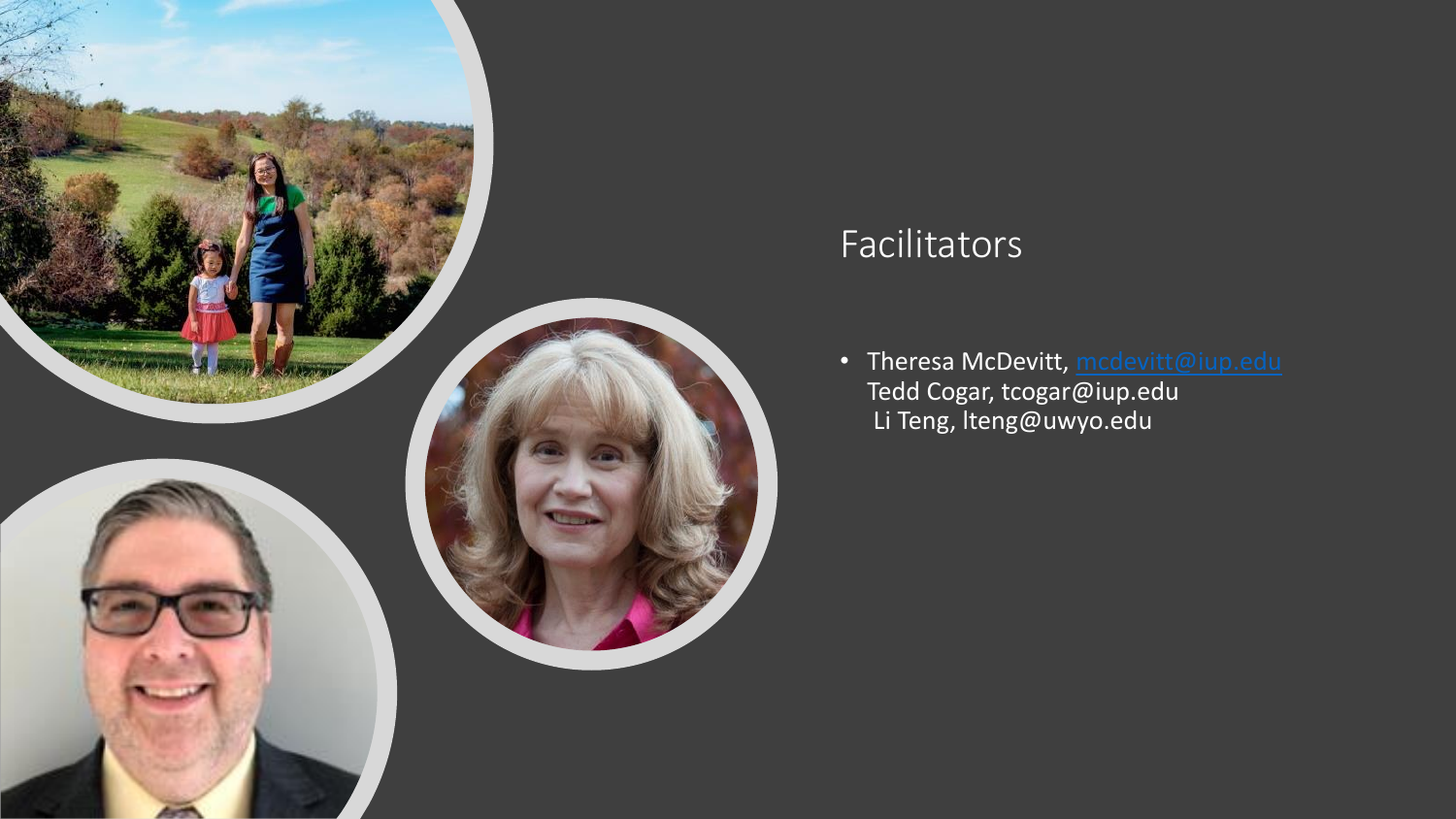## Facilitators

- Theresa McDevitt, mcdevitt@iup.edu
  Tedd Cogar, tcogar@iup.edu
  Li Teng, lteng@uwyo.edu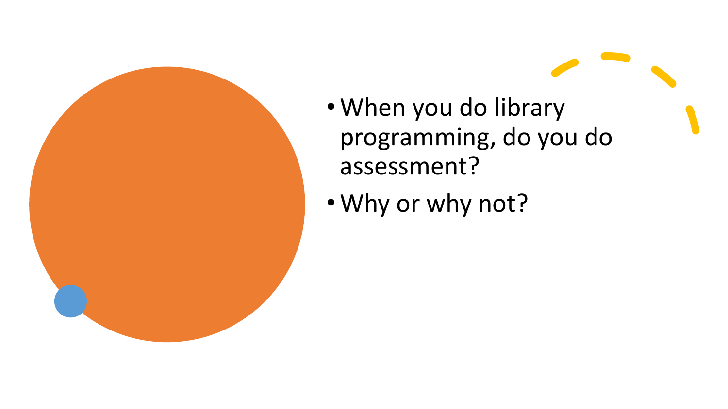- When you do library programming, do you do assessment?
- Why or why not?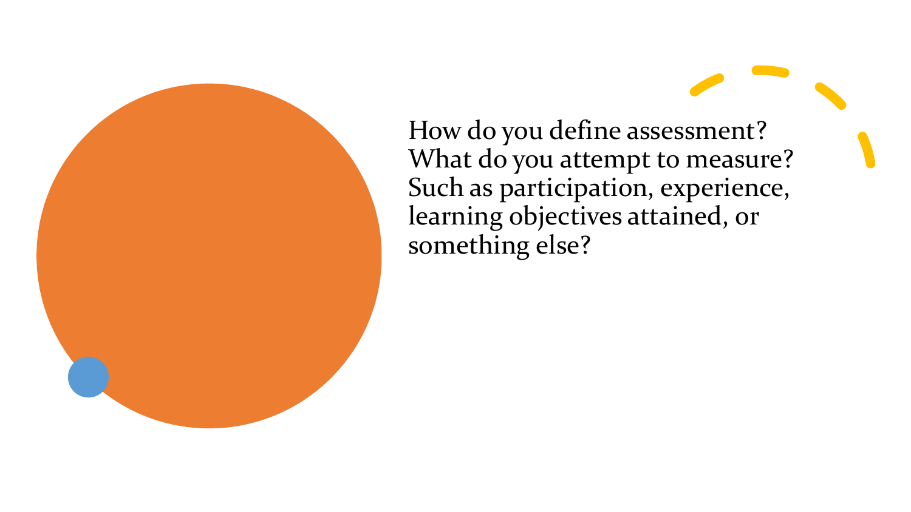How do you define assessment? What do you attempt to measure? Such as participation, experience, learning objectives attained, or something else?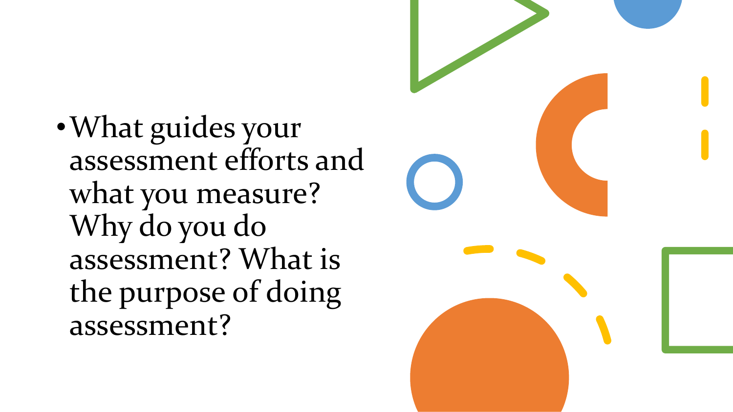- What guides your assessment efforts and what you measure? Why do you do assessment? What is the purpose of doing assessment?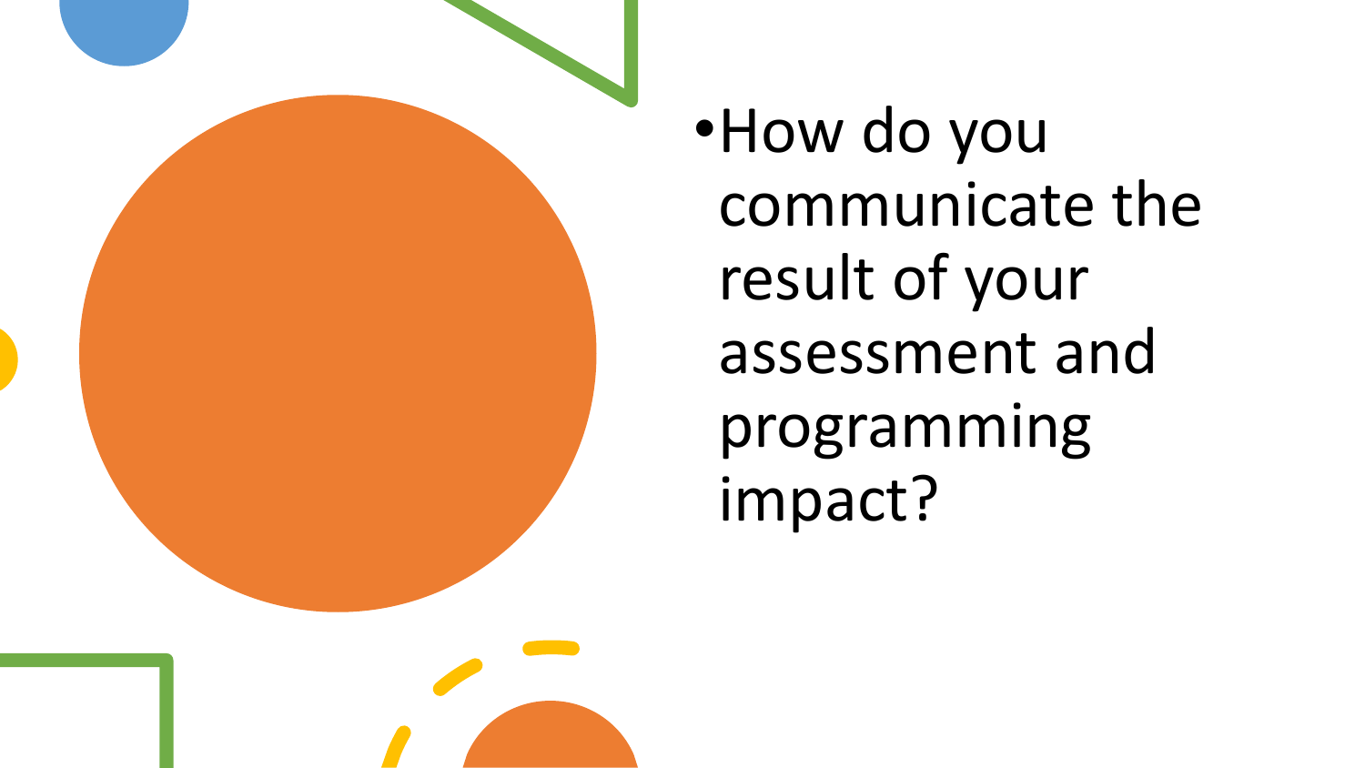- How do you communicate the result of your assessment and programming impact?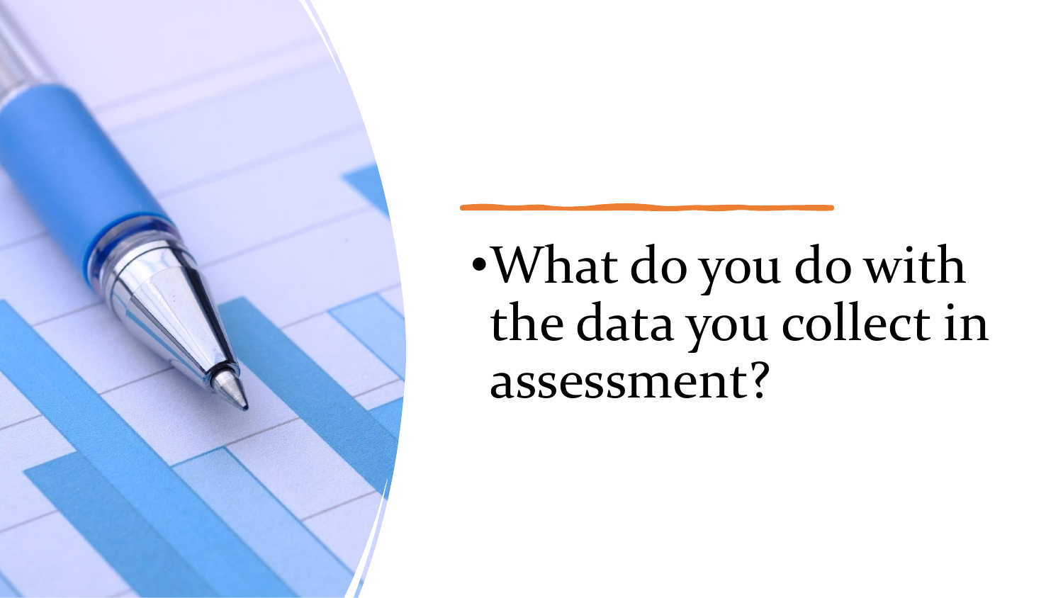- What do you do with the data you collect in assessment?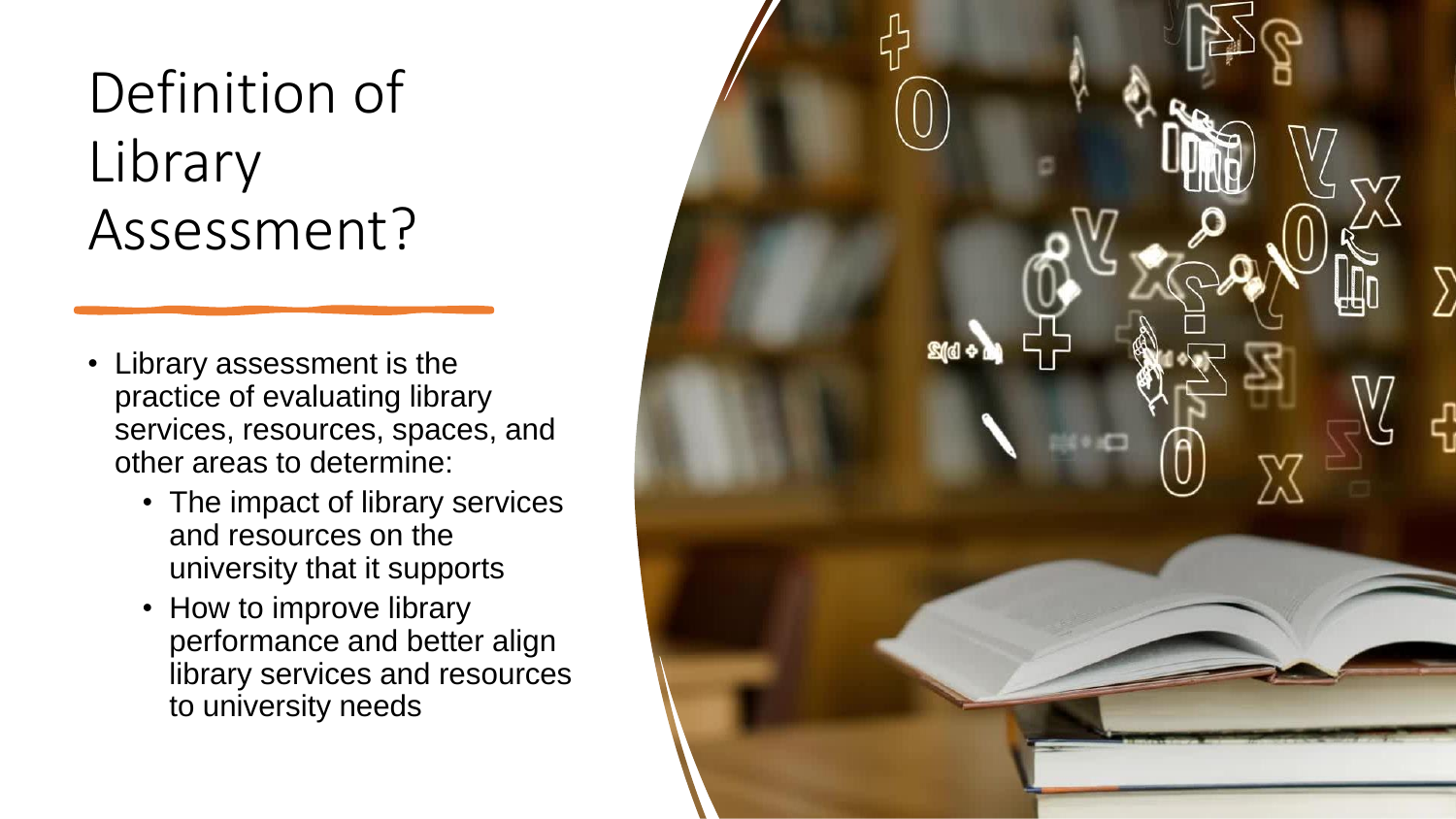# Definition of Library Assessment?

- Library assessment is the practice of evaluating library services, resources, spaces, and other areas to determine:
  - The impact of library services and resources on the university that it supports
  - How to improve library performance and better align library services and resources to university needs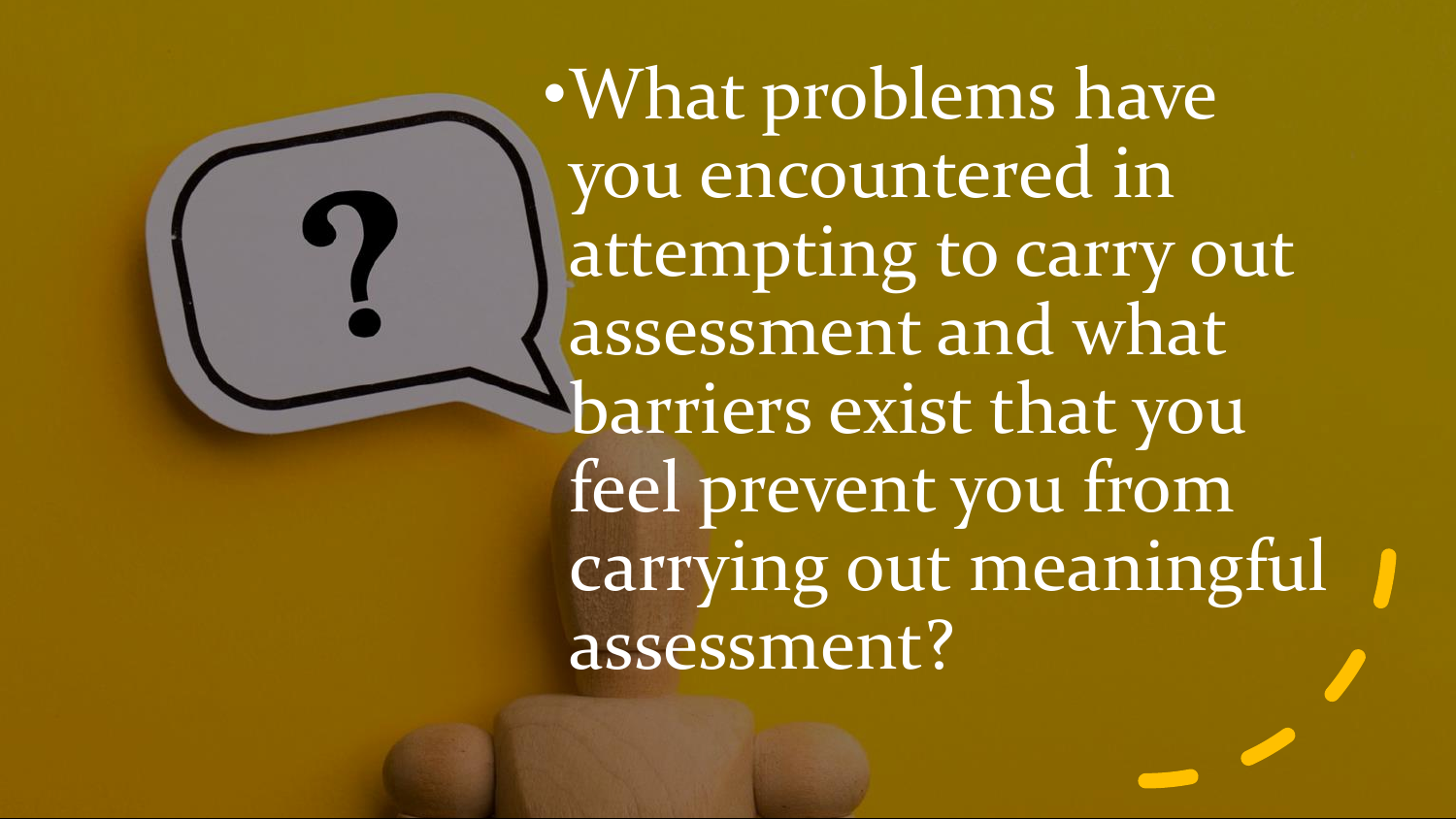- What problems have you encountered in attempting to carry out assessment and what barriers exist that you feel prevent you from carrying out meaningful assessment?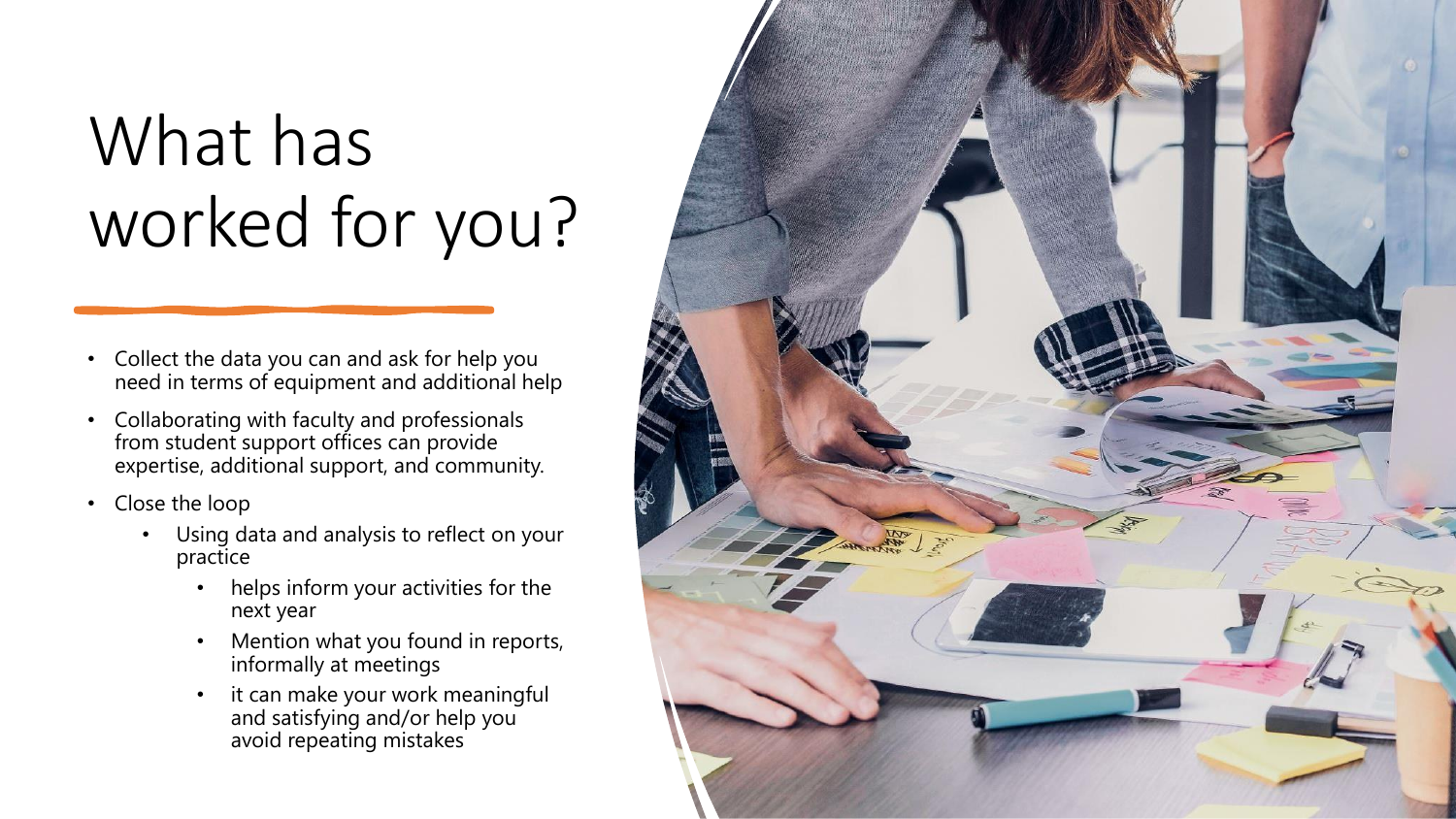# What has worked for you?

- Collect the data you can and ask for help you need in terms of equipment and additional help
- Collaborating with faculty and professionals from student support offices can provide expertise, additional support, and community.
- Close the loop
  - Using data and analysis to reflect on your practice
    - helps inform your activities for the next year
    - Mention what you found in reports, informally at meetings
    - it can make your work meaningful and satisfying and/or help you avoid repeating mistakes